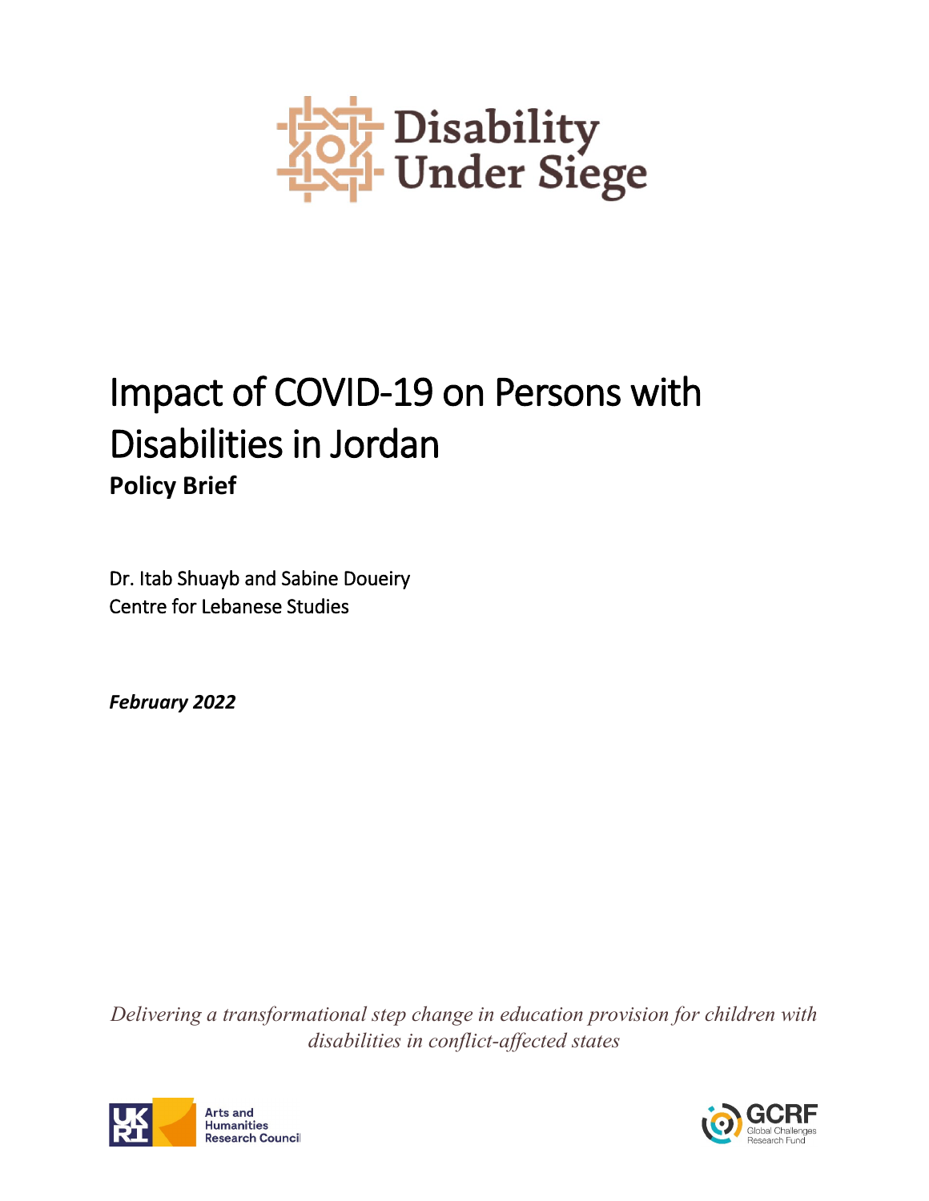Disability Under Siege

# Impact of COVID-19 on Persons with Disabilities in Jordan

**Policy Brief**

Dr. Itab Shuayb and Sabine Doueiry
Centre for Lebanese Studies

***February 2022***

*Delivering a transformational step change in education provision for children with disabilities in conflict-affected states*

Arts and Humanities Research Council

GCRF Global Challenges Research Fund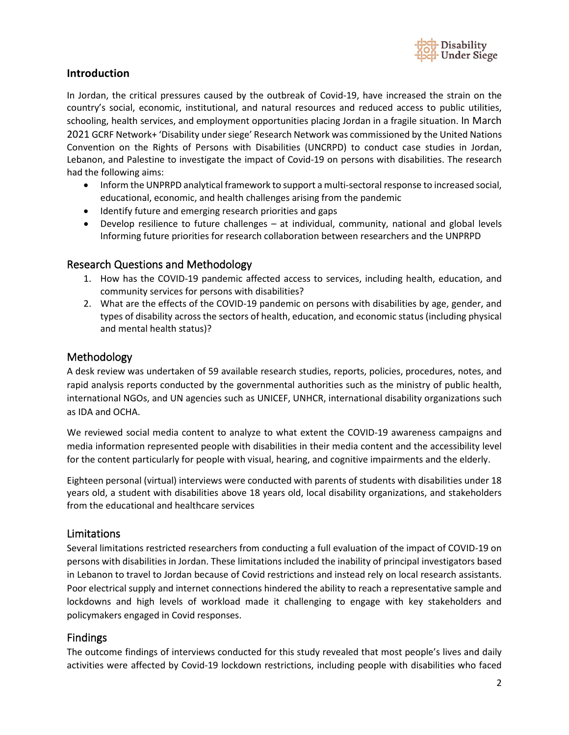## Introduction

In Jordan, the critical pressures caused by the outbreak of Covid-19, have increased the strain on the country's social, economic, institutional, and natural resources and reduced access to public utilities, schooling, health services, and employment opportunities placing Jordan in a fragile situation. In March 2021 GCRF Network+ 'Disability under siege' Research Network was commissioned by the United Nations Convention on the Rights of Persons with Disabilities (UNCRPD) to conduct case studies in Jordan, Lebanon, and Palestine to investigate the impact of Covid-19 on persons with disabilities. The research had the following aims:

- Inform the UNPRPD analytical framework to support a multi-sectoral response to increased social, educational, economic, and health challenges arising from the pandemic
- Identify future and emerging research priorities and gaps
- Develop resilience to future challenges – at individual, community, national and global levels Informing future priorities for research collaboration between researchers and the UNPRPD

## Research Questions and Methodology

1. How has the COVID-19 pandemic affected access to services, including health, education, and community services for persons with disabilities?
2. What are the effects of the COVID-19 pandemic on persons with disabilities by age, gender, and types of disability across the sectors of health, education, and economic status (including physical and mental health status)?

## Methodology

A desk review was undertaken of 59 available research studies, reports, policies, procedures, notes, and rapid analysis reports conducted by the governmental authorities such as the ministry of public health, international NGOs, and UN agencies such as UNICEF, UNHCR, international disability organizations such as IDA and OCHA.

We reviewed social media content to analyze to what extent the COVID-19 awareness campaigns and media information represented people with disabilities in their media content and the accessibility level for the content particularly for people with visual, hearing, and cognitive impairments and the elderly.

Eighteen personal (virtual) interviews were conducted with parents of students with disabilities under 18 years old, a student with disabilities above 18 years old, local disability organizations, and stakeholders from the educational and healthcare services

## Limitations

Several limitations restricted researchers from conducting a full evaluation of the impact of COVID-19 on persons with disabilities in Jordan. These limitations included the inability of principal investigators based in Lebanon to travel to Jordan because of Covid restrictions and instead rely on local research assistants. Poor electrical supply and internet connections hindered the ability to reach a representative sample and lockdowns and high levels of workload made it challenging to engage with key stakeholders and policymakers engaged in Covid responses.

## Findings

The outcome findings of interviews conducted for this study revealed that most people's lives and daily activities were affected by Covid-19 lockdown restrictions, including people with disabilities who faced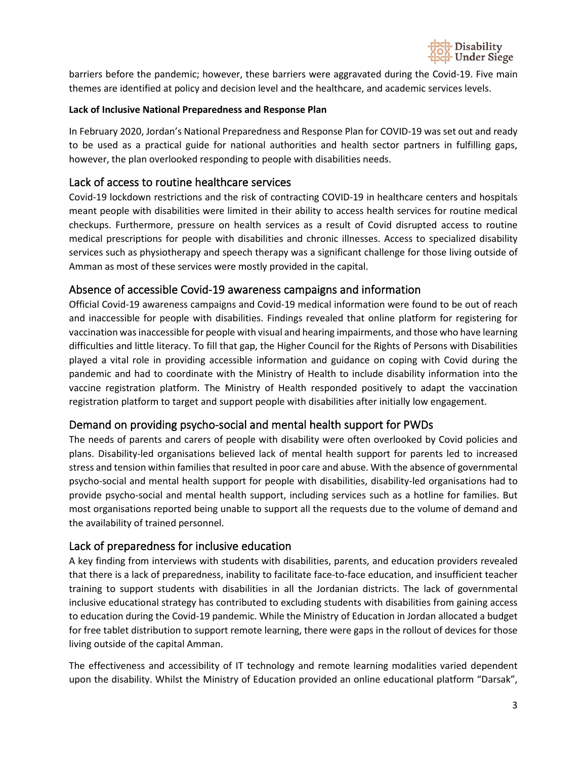barriers before the pandemic; however, these barriers were aggravated during the Covid-19. Five main themes are identified at policy and decision level and the healthcare, and academic services levels.

**Lack of Inclusive National Preparedness and Response Plan**

In February 2020, Jordan's National Preparedness and Response Plan for COVID-19 was set out and ready to be used as a practical guide for national authorities and health sector partners in fulfilling gaps, however, the plan overlooked responding to people with disabilities needs.

## Lack of access to routine healthcare services

Covid-19 lockdown restrictions and the risk of contracting COVID-19 in healthcare centers and hospitals meant people with disabilities were limited in their ability to access health services for routine medical checkups. Furthermore, pressure on health services as a result of Covid disrupted access to routine medical prescriptions for people with disabilities and chronic illnesses. Access to specialized disability services such as physiotherapy and speech therapy was a significant challenge for those living outside of Amman as most of these services were mostly provided in the capital.

## Absence of accessible Covid-19 awareness campaigns and information

Official Covid-19 awareness campaigns and Covid-19 medical information were found to be out of reach and inaccessible for people with disabilities. Findings revealed that online platform for registering for vaccination was inaccessible for people with visual and hearing impairments, and those who have learning difficulties and little literacy. To fill that gap, the Higher Council for the Rights of Persons with Disabilities played a vital role in providing accessible information and guidance on coping with Covid during the pandemic and had to coordinate with the Ministry of Health to include disability information into the vaccine registration platform. The Ministry of Health responded positively to adapt the vaccination registration platform to target and support people with disabilities after initially low engagement.

## Demand on providing psycho-social and mental health support for PWDs

The needs of parents and carers of people with disability were often overlooked by Covid policies and plans. Disability-led organisations believed lack of mental health support for parents led to increased stress and tension within families that resulted in poor care and abuse. With the absence of governmental psycho-social and mental health support for people with disabilities, disability-led organisations had to provide psycho-social and mental health support, including services such as a hotline for families. But most organisations reported being unable to support all the requests due to the volume of demand and the availability of trained personnel.

## Lack of preparedness for inclusive education

A key finding from interviews with students with disabilities, parents, and education providers revealed that there is a lack of preparedness, inability to facilitate face-to-face education, and insufficient teacher training to support students with disabilities in all the Jordanian districts. The lack of governmental inclusive educational strategy has contributed to excluding students with disabilities from gaining access to education during the Covid-19 pandemic. While the Ministry of Education in Jordan allocated a budget for free tablet distribution to support remote learning, there were gaps in the rollout of devices for those living outside of the capital Amman.

The effectiveness and accessibility of IT technology and remote learning modalities varied dependent upon the disability. Whilst the Ministry of Education provided an online educational platform "Darsak",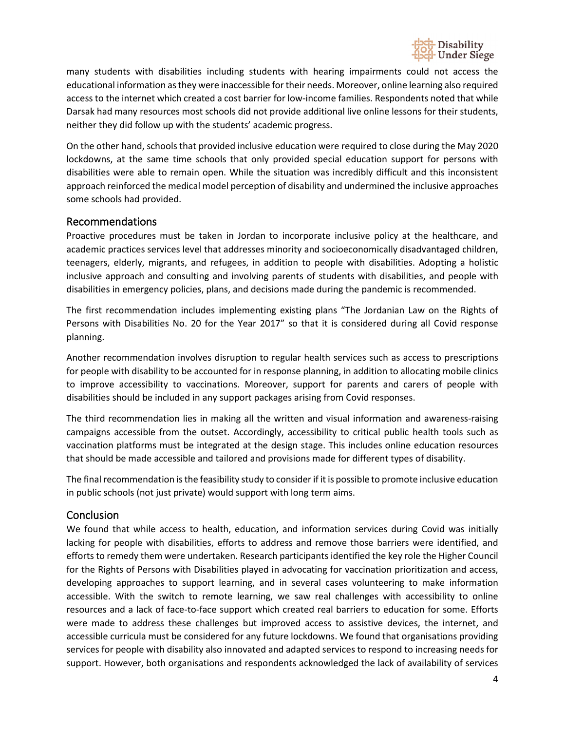many students with disabilities including students with hearing impairments could not access the educational information as they were inaccessible for their needs. Moreover, online learning also required access to the internet which created a cost barrier for low-income families. Respondents noted that while Darsak had many resources most schools did not provide additional live online lessons for their students, neither they did follow up with the students' academic progress.

On the other hand, schools that provided inclusive education were required to close during the May 2020 lockdowns, at the same time schools that only provided special education support for persons with disabilities were able to remain open. While the situation was incredibly difficult and this inconsistent approach reinforced the medical model perception of disability and undermined the inclusive approaches some schools had provided.

## Recommendations

Proactive procedures must be taken in Jordan to incorporate inclusive policy at the healthcare, and academic practices services level that addresses minority and socioeconomically disadvantaged children, teenagers, elderly, migrants, and refugees, in addition to people with disabilities. Adopting a holistic inclusive approach and consulting and involving parents of students with disabilities, and people with disabilities in emergency policies, plans, and decisions made during the pandemic is recommended.

The first recommendation includes implementing existing plans "The Jordanian Law on the Rights of Persons with Disabilities No. 20 for the Year 2017" so that it is considered during all Covid response planning.

Another recommendation involves disruption to regular health services such as access to prescriptions for people with disability to be accounted for in response planning, in addition to allocating mobile clinics to improve accessibility to vaccinations. Moreover, support for parents and carers of people with disabilities should be included in any support packages arising from Covid responses.

The third recommendation lies in making all the written and visual information and awareness-raising campaigns accessible from the outset. Accordingly, accessibility to critical public health tools such as vaccination platforms must be integrated at the design stage. This includes online education resources that should be made accessible and tailored and provisions made for different types of disability.

The final recommendation is the feasibility study to consider if it is possible to promote inclusive education in public schools (not just private) would support with long term aims.

## Conclusion

We found that while access to health, education, and information services during Covid was initially lacking for people with disabilities, efforts to address and remove those barriers were identified, and efforts to remedy them were undertaken. Research participants identified the key role the Higher Council for the Rights of Persons with Disabilities played in advocating for vaccination prioritization and access, developing approaches to support learning, and in several cases volunteering to make information accessible. With the switch to remote learning, we saw real challenges with accessibility to online resources and a lack of face-to-face support which created real barriers to education for some. Efforts were made to address these challenges but improved access to assistive devices, the internet, and accessible curricula must be considered for any future lockdowns. We found that organisations providing services for people with disability also innovated and adapted services to respond to increasing needs for support. However, both organisations and respondents acknowledged the lack of availability of services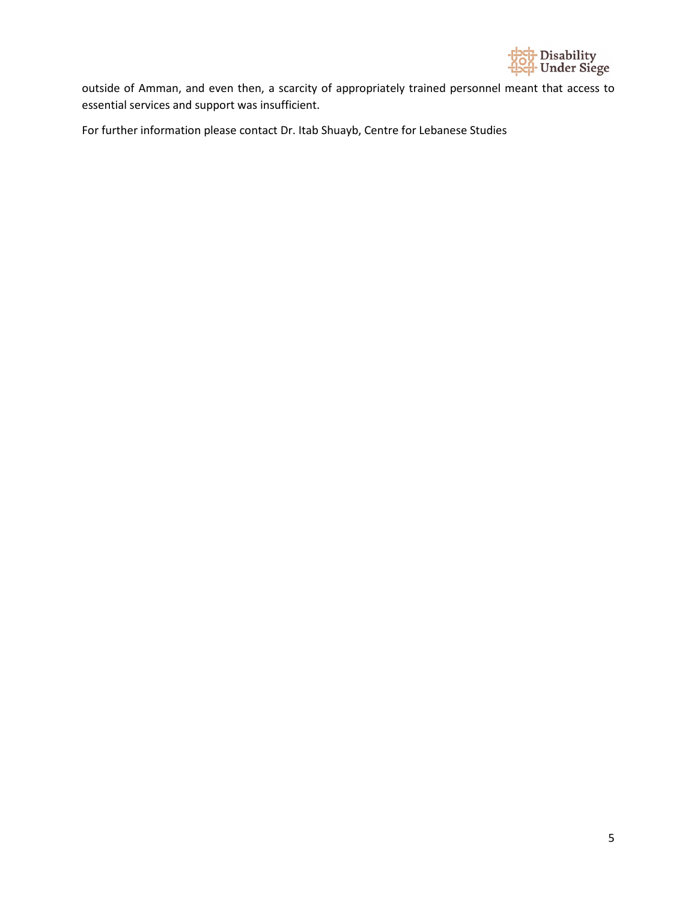outside of Amman, and even then, a scarcity of appropriately trained personnel meant that access to essential services and support was insufficient.

For further information please contact Dr. Itab Shuayb, Centre for Lebanese Studies